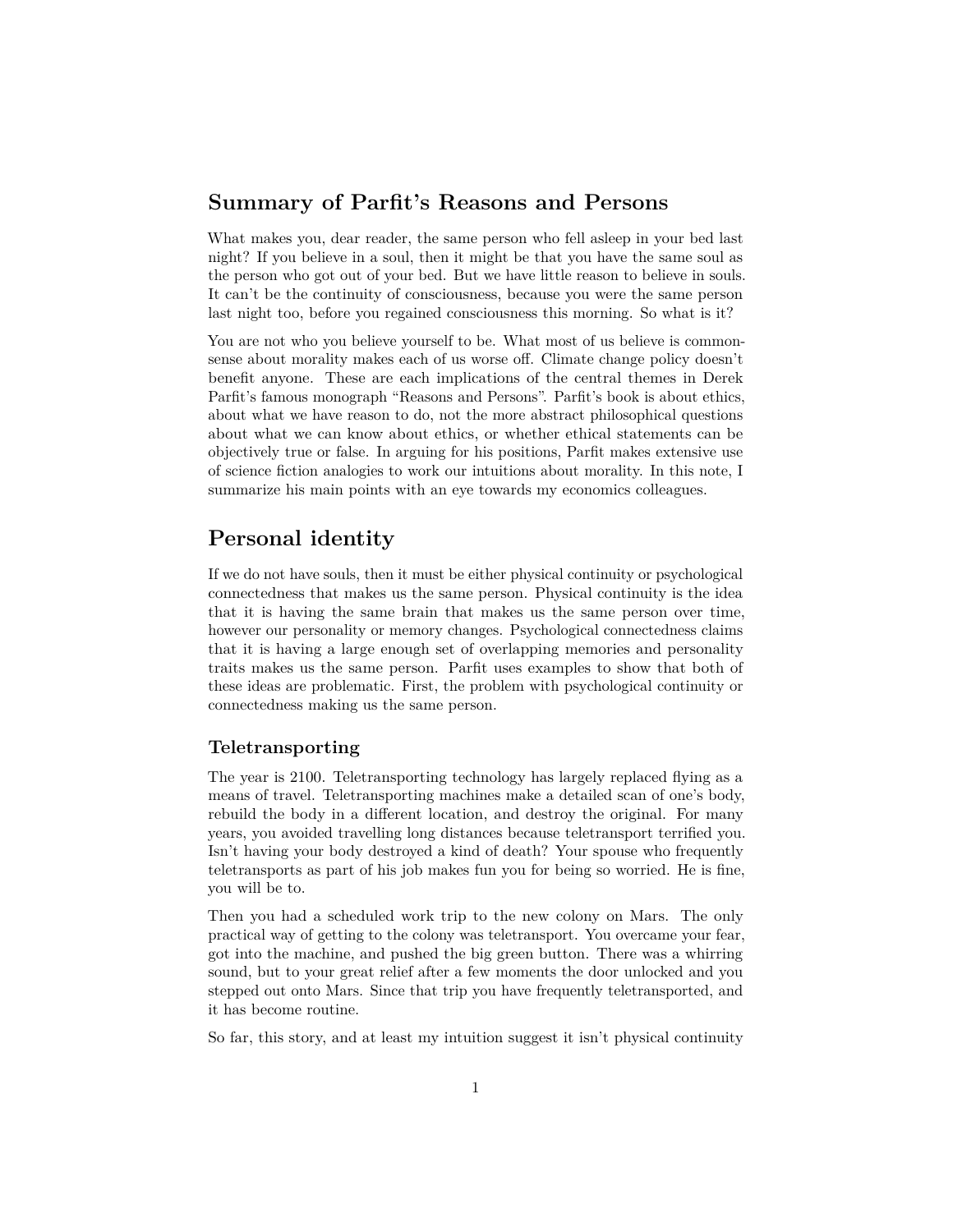## Summary of Parfit's Reasons and Persons

What makes you, dear reader, the same person who fell asleep in your bed last night? If you believe in a soul, then it might be that you have the same soul as the person who got out of your bed. But we have little reason to believe in souls. It can't be the continuity of consciousness, because you were the same person last night too, before you regained consciousness this morning. So what is it?

You are not who you believe yourself to be. What most of us believe is common-sense about morality makes each of us worse off. Climate change policy doesn't benefit anyone. These are each implications of the central themes in Derek Parfit's famous monograph "Reasons and Persons". Parfit's book is about ethics, about what we have reason to do, not the more abstract philosophical questions about what we can know about ethics, or whether ethical statements can be objectively true or false. In arguing for his positions, Parfit makes extensive use of science fiction analogies to work our intuitions about morality. In this note, I summarize his main points with an eye towards my economics colleagues.

## Personal identity

If we do not have souls, then it must be either physical continuity or psychological connectedness that makes us the same person. Physical continuity is the idea that it is having the same brain that makes us the same person over time, however our personality or memory changes. Psychological connectedness claims that it is having a large enough set of overlapping memories and personality traits makes us the same person. Parfit uses examples to show that both of these ideas are problematic. First, the problem with psychological continuity or connectedness making us the same person.

### Teletransporting

The year is 2100. Teletransporting technology has largely replaced flying as a means of travel. Teletransporting machines make a detailed scan of one's body, rebuild the body in a different location, and destroy the original. For many years, you avoided travelling long distances because teletransport terrified you. Isn't having your body destroyed a kind of death? Your spouse who frequently teletransports as part of his job makes fun you for being so worried. He is fine, you will be to.

Then you had a scheduled work trip to the new colony on Mars. The only practical way of getting to the colony was teletransport. You overcame your fear, got into the machine, and pushed the big green button. There was a whirring sound, but to your great relief after a few moments the door unlocked and you stepped out onto Mars. Since that trip you have frequently teletransported, and it has become routine.

So far, this story, and at least my intuition suggest it isn't physical continuity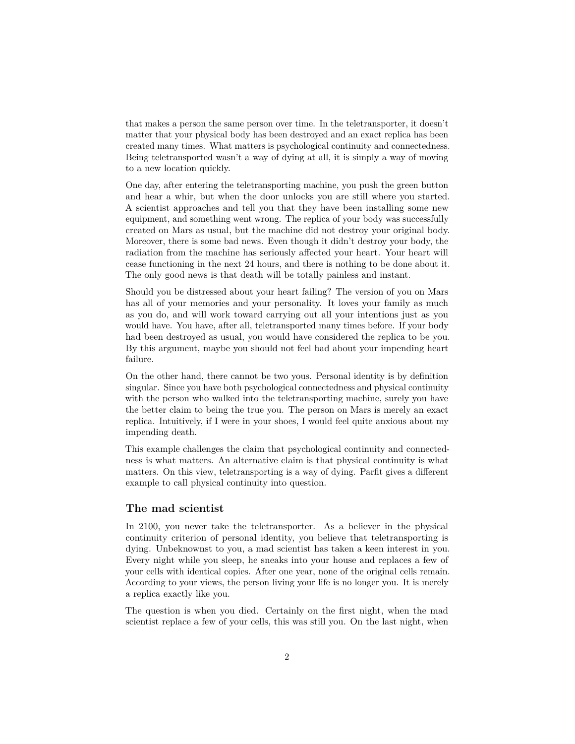that makes a person the same person over time. In the teletransporter, it doesn't matter that your physical body has been destroyed and an exact replica has been created many times. What matters is psychological continuity and connectedness. Being teletransported wasn't a way of dying at all, it is simply a way of moving to a new location quickly.

One day, after entering the teletransporting machine, you push the green button and hear a whir, but when the door unlocks you are still where you started. A scientist approaches and tell you that they have been installing some new equipment, and something went wrong. The replica of your body was successfully created on Mars as usual, but the machine did not destroy your original body. Moreover, there is some bad news. Even though it didn't destroy your body, the radiation from the machine has seriously affected your heart. Your heart will cease functioning in the next 24 hours, and there is nothing to be done about it. The only good news is that death will be totally painless and instant.

Should you be distressed about your heart failing? The version of you on Mars has all of your memories and your personality. It loves your family as much as you do, and will work toward carrying out all your intentions just as you would have. You have, after all, teletransported many times before. If your body had been destroyed as usual, you would have considered the replica to be you. By this argument, maybe you should not feel bad about your impending heart failure.

On the other hand, there cannot be two yous. Personal identity is by definition singular. Since you have both psychological connectedness and physical continuity with the person who walked into the teletransporting machine, surely you have the better claim to being the true you. The person on Mars is merely an exact replica. Intuitively, if I were in your shoes, I would feel quite anxious about my impending death.

This example challenges the claim that psychological continuity and connectedness is what matters. An alternative claim is that physical continuity is what matters. On this view, teletransporting is a way of dying. Parfit gives a different example to call physical continuity into question.

## The mad scientist

In 2100, you never take the teletransporter. As a believer in the physical continuity criterion of personal identity, you believe that teletransporting is dying. Unbeknownst to you, a mad scientist has taken a keen interest in you. Every night while you sleep, he sneaks into your house and replaces a few of your cells with identical copies. After one year, none of the original cells remain. According to your views, the person living your life is no longer you. It is merely a replica exactly like you.

The question is when you died. Certainly on the first night, when the mad scientist replace a few of your cells, this was still you. On the last night, when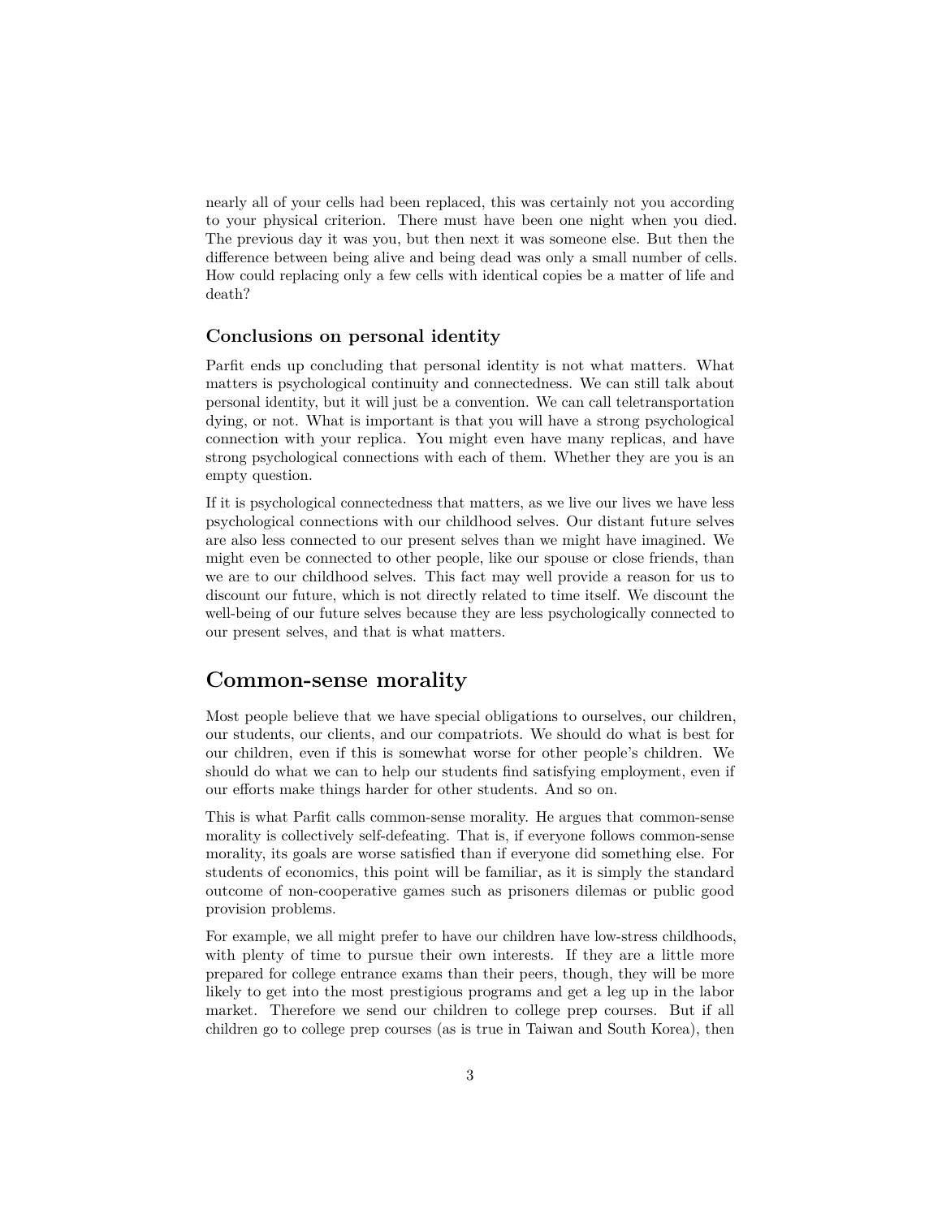nearly all of your cells had been replaced, this was certainly not you according to your physical criterion. There must have been one night when you died. The previous day it was you, but then next it was someone else. But then the difference between being alive and being dead was only a small number of cells. How could replacing only a few cells with identical copies be a matter of life and death?

### Conclusions on personal identity

Parfit ends up concluding that personal identity is not what matters. What matters is psychological continuity and connectedness. We can still talk about personal identity, but it will just be a convention. We can call teletransportation dying, or not. What is important is that you will have a strong psychological connection with your replica. You might even have many replicas, and have strong psychological connections with each of them. Whether they are you is an empty question.

If it is psychological connectedness that matters, as we live our lives we have less psychological connections with our childhood selves. Our distant future selves are also less connected to our present selves than we might have imagined. We might even be connected to other people, like our spouse or close friends, than we are to our childhood selves. This fact may well provide a reason for us to discount our future, which is not directly related to time itself. We discount the well-being of our future selves because they are less psychologically connected to our present selves, and that is what matters.

## Common-sense morality

Most people believe that we have special obligations to ourselves, our children, our students, our clients, and our compatriots. We should do what is best for our children, even if this is somewhat worse for other people's children. We should do what we can to help our students find satisfying employment, even if our efforts make things harder for other students. And so on.

This is what Parfit calls common-sense morality. He argues that common-sense morality is collectively self-defeating. That is, if everyone follows common-sense morality, its goals are worse satisfied than if everyone did something else. For students of economics, this point will be familiar, as it is simply the standard outcome of non-cooperative games such as prisoners dilemas or public good provision problems.

For example, we all might prefer to have our children have low-stress childhoods, with plenty of time to pursue their own interests. If they are a little more prepared for college entrance exams than their peers, though, they will be more likely to get into the most prestigious programs and get a leg up in the labor market. Therefore we send our children to college prep courses. But if all children go to college prep courses (as is true in Taiwan and South Korea), then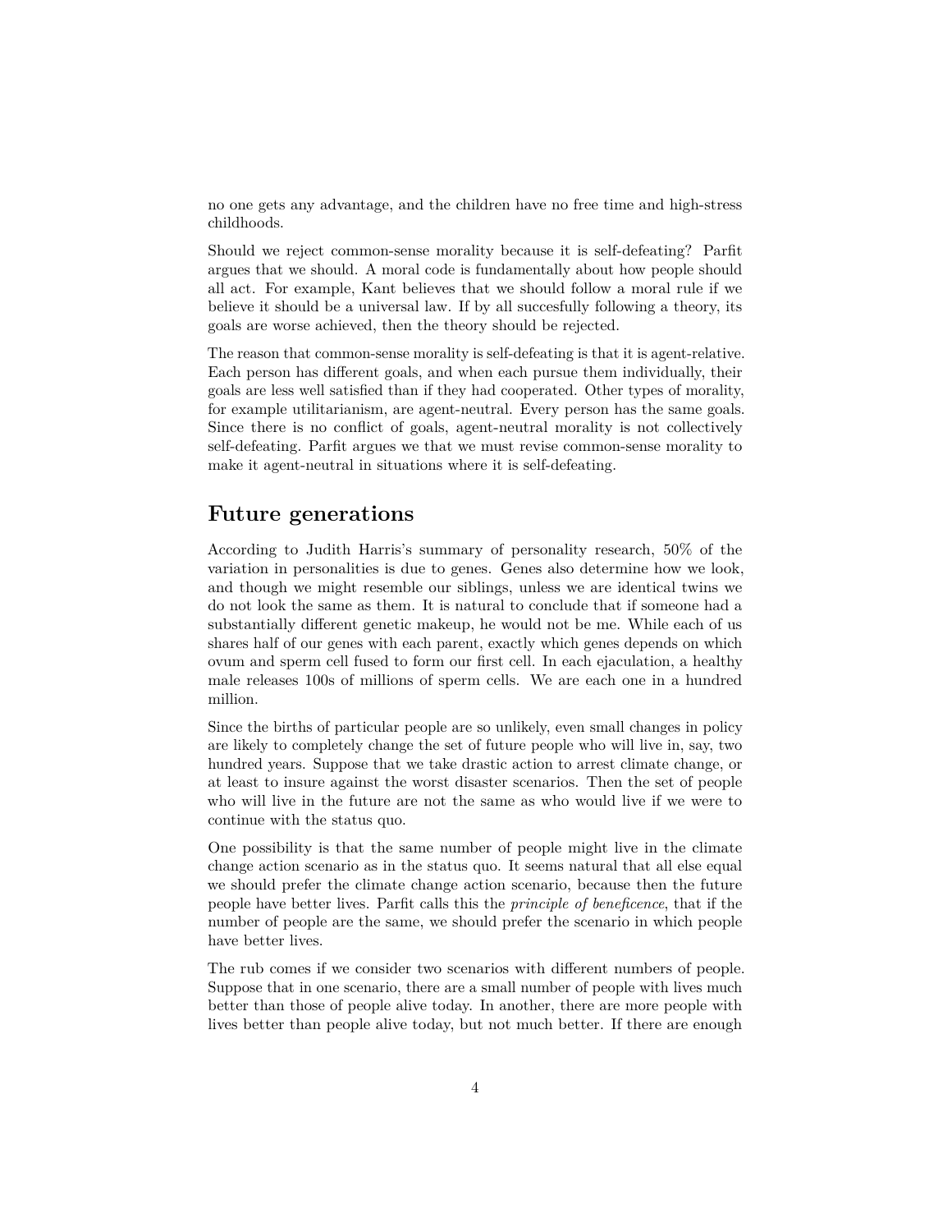no one gets any advantage, and the children have no free time and high-stress childhoods.

Should we reject common-sense morality because it is self-defeating? Parfit argues that we should. A moral code is fundamentally about how people should all act. For example, Kant believes that we should follow a moral rule if we believe it should be a universal law. If by all succesfully following a theory, its goals are worse achieved, then the theory should be rejected.

The reason that common-sense morality is self-defeating is that it is agent-relative. Each person has different goals, and when each pursue them individually, their goals are less well satisfied than if they had cooperated. Other types of morality, for example utilitarianism, are agent-neutral. Every person has the same goals. Since there is no conflict of goals, agent-neutral morality is not collectively self-defeating. Parfit argues we that we must revise common-sense morality to make it agent-neutral in situations where it is self-defeating.

## Future generations

According to Judith Harris's summary of personality research, 50% of the variation in personalities is due to genes. Genes also determine how we look, and though we might resemble our siblings, unless we are identical twins we do not look the same as them. It is natural to conclude that if someone had a substantially different genetic makeup, he would not be me. While each of us shares half of our genes with each parent, exactly which genes depends on which ovum and sperm cell fused to form our first cell. In each ejaculation, a healthy male releases 100s of millions of sperm cells. We are each one in a hundred million.

Since the births of particular people are so unlikely, even small changes in policy are likely to completely change the set of future people who will live in, say, two hundred years. Suppose that we take drastic action to arrest climate change, or at least to insure against the worst disaster scenarios. Then the set of people who will live in the future are not the same as who would live if we were to continue with the status quo.

One possibility is that the same number of people might live in the climate change action scenario as in the status quo. It seems natural that all else equal we should prefer the climate change action scenario, because then the future people have better lives. Parfit calls this the *principle of beneficence*, that if the number of people are the same, we should prefer the scenario in which people have better lives.

The rub comes if we consider two scenarios with different numbers of people. Suppose that in one scenario, there are a small number of people with lives much better than those of people alive today. In another, there are more people with lives better than people alive today, but not much better. If there are enough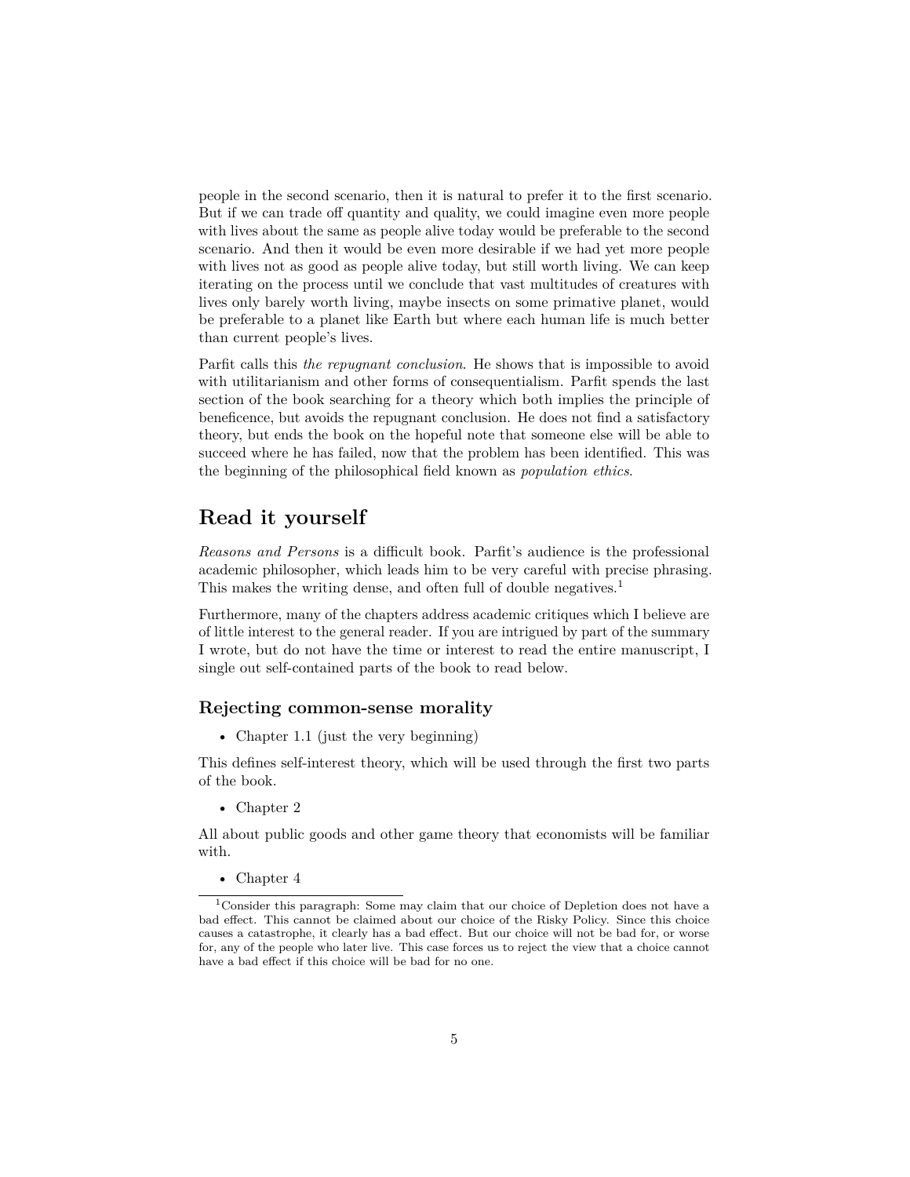people in the second scenario, then it is natural to prefer it to the first scenario. But if we can trade off quantity and quality, we could imagine even more people with lives about the same as people alive today would be preferable to the second scenario. And then it would be even more desirable if we had yet more people with lives not as good as people alive today, but still worth living. We can keep iterating on the process until we conclude that vast multitudes of creatures with lives only barely worth living, maybe insects on some primative planet, would be preferable to a planet like Earth but where each human life is much better than current people's lives.

Parfit calls this *the repugnant conclusion*. He shows that is impossible to avoid with utilitarianism and other forms of consequentialism. Parfit spends the last section of the book searching for a theory which both implies the principle of beneficence, but avoids the repugnant conclusion. He does not find a satisfactory theory, but ends the book on the hopeful note that someone else will be able to succeed where he has failed, now that the problem has been identified. This was the beginning of the philosophical field known as *population ethics*.

## Read it yourself

*Reasons and Persons* is a difficult book. Parfit's audience is the professional academic philosopher, which leads him to be very careful with precise phrasing. This makes the writing dense, and often full of double negatives.[1]

Furthermore, many of the chapters address academic critiques which I believe are of little interest to the general reader. If you are intrigued by part of the summary I wrote, but do not have the time or interest to read the entire manuscript, I single out self-contained parts of the book to read below.

### Rejecting common-sense morality

- Chapter 1.1 (just the very beginning)

This defines self-interest theory, which will be used through the first two parts of the book.

- Chapter 2

All about public goods and other game theory that economists will be familiar with.

- Chapter 4

[1] Consider this paragraph: Some may claim that our choice of Depletion does not have a bad effect. This cannot be claimed about our choice of the Risky Policy. Since this choice causes a catastrophe, it clearly has a bad effect. But our choice will not be bad for, or worse for, any of the people who later live. This case forces us to reject the view that a choice cannot have a bad effect if this choice will be bad for no one.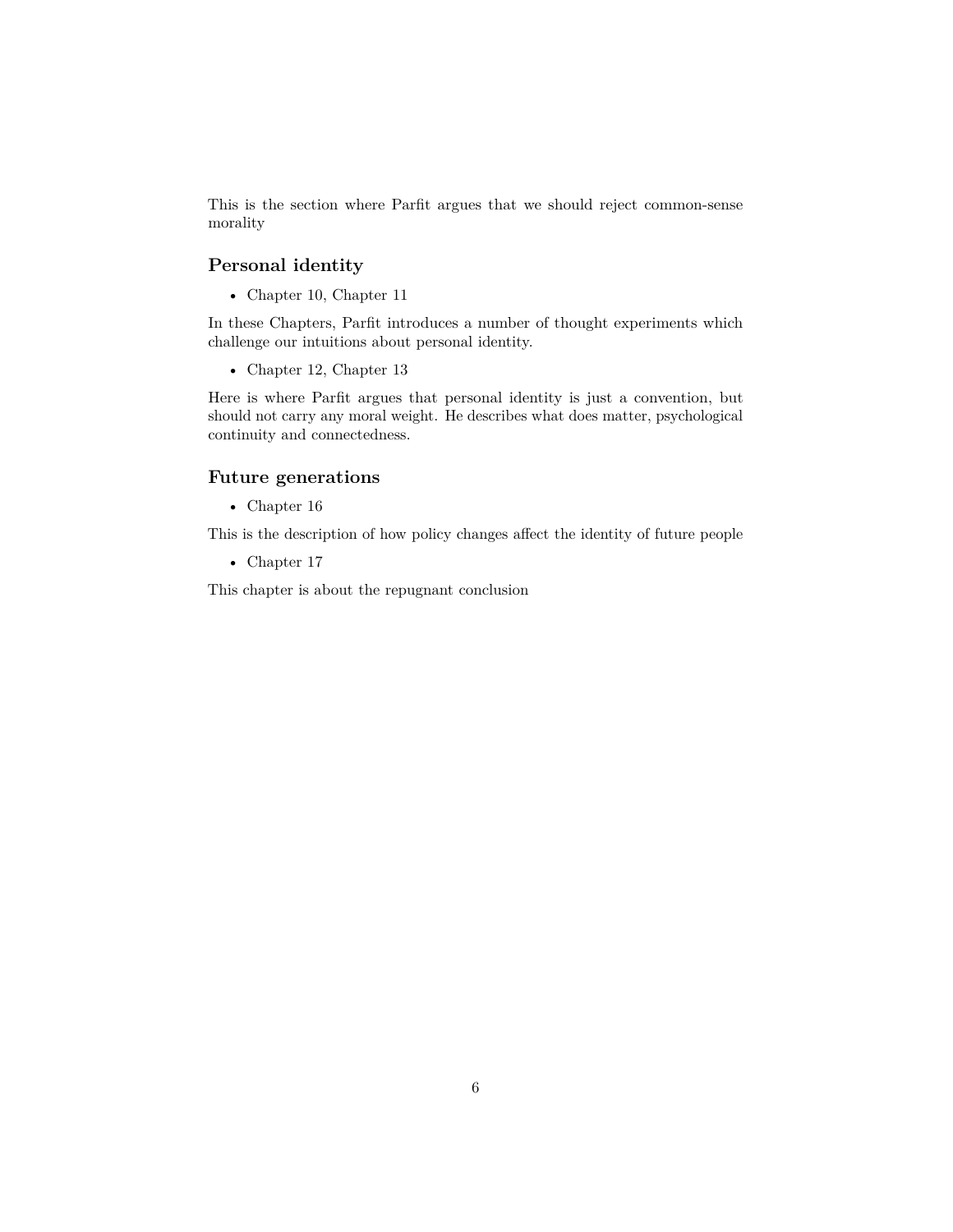This is the section where Parfit argues that we should reject common-sense morality

## Personal identity

- Chapter 10, Chapter 11

In these Chapters, Parfit introduces a number of thought experiments which challenge our intuitions about personal identity.

- Chapter 12, Chapter 13

Here is where Parfit argues that personal identity is just a convention, but should not carry any moral weight. He describes what does matter, psychological continuity and connectedness.

## Future generations

- Chapter 16

This is the description of how policy changes affect the identity of future people

- Chapter 17

This chapter is about the repugnant conclusion